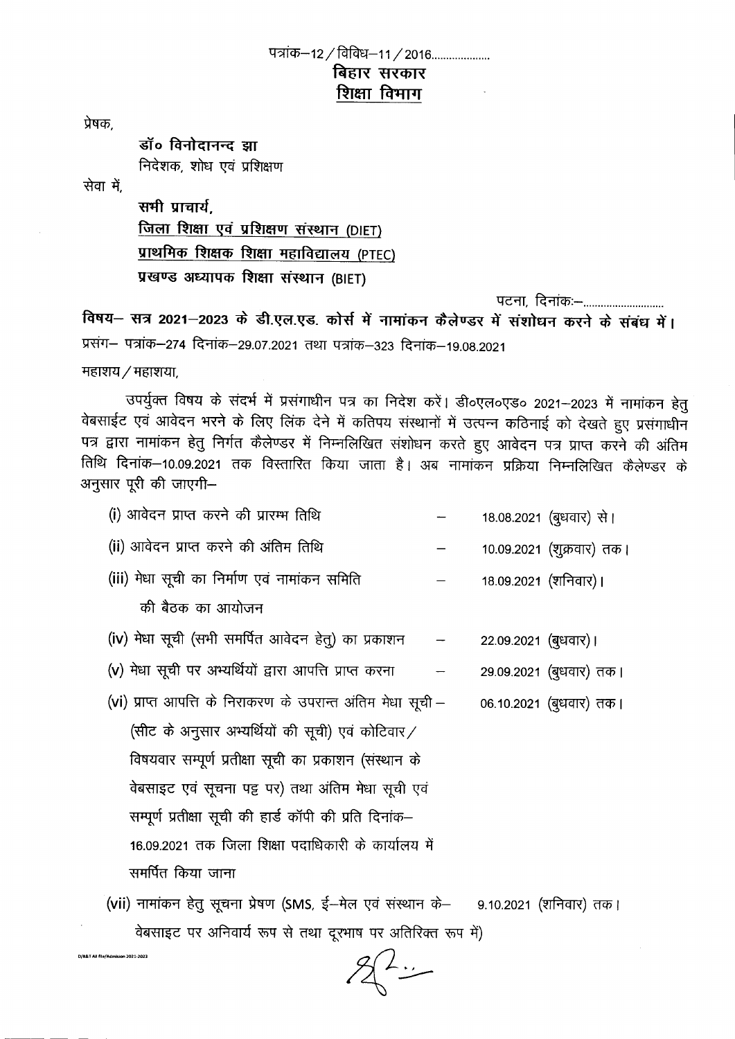पत्रांक–12 / विविध–11 / 2016....................

**बिहार सरकार**

**शिक्षा विभाग**

प्रेषक,

**डॉ० विनोदानन्द झा**
निदेशक, शोध एवं प्रशिक्षण

सेवा में,

**सभी प्राचार्य,**
**जिला शिक्षा एवं प्रशिक्षण संस्थान (DIET)**
**प्राथमिक शिक्षक शिक्षा महाविद्यालय (PTEC)**
**प्रखण्ड अध्यापक शिक्षा संस्थान (BIET)**

पटना, दिनांकः–............................

**विषय– सत्र 2021–2023 के डी.एल.एड. कोर्स में नामांकन कैलेण्डर में संशोधन करने के संबंध में।**

प्रसंग– पत्रांक–274 दिनांक–29.07.2021 तथा पत्रांक–323 दिनांक–19.08.2021

महाशय / महाशया,

उपर्युक्त विषय के संदर्भ में प्रसंगाधीन पत्र का निदेश करें। डी०एल०एड० 2021–2023 में नामांकन हेतु वेबसाईट एवं आवेदन भरने के लिए लिंक देने में कतिपय संस्थानों में उत्पन्न कठिनाई को देखते हुए प्रसंगाधीन पत्र द्वारा नामांकन हेतु निर्गत कैलेण्डर में निम्नलिखित संशोधन करते हुए आवेदन पत्र प्राप्त करने की अंतिम तिथि दिनांक–10.09.2021 तक विस्तारित किया जाता है। अब नामांकन प्रक्रिया निम्नलिखित कैलेण्डर के अनुसार पूरी की जाएगी–

(i) आवेदन प्राप्त करने की प्रारम्भ तिथि – 18.08.2021 (बुधवार) से।

(ii) आवेदन प्राप्त करने की अंतिम तिथि – 10.09.2021 (शुक्रवार) तक।

(iii) मेधा सूची का निर्माण एवं नामांकन समिति की बैठक का आयोजन – 18.09.2021 (शनिवार)।

(iv) मेधा सूची (सभी समर्पित आवेदन हेतु) का प्रकाशन – 22.09.2021 (बुधवार)।

(v) मेधा सूची पर अभ्यर्थियों द्वारा आपत्ति प्राप्त करना – 29.09.2021 (बुधवार) तक।

(vi) प्राप्त आपत्ति के निराकरण के उपरान्त अंतिम मेधा सूची (सीट के अनुसार अभ्यर्थियों की सूची) एवं कोटिवार / विषयवार सम्पूर्ण प्रतीक्षा सूची का प्रकाशन (संस्थान के वेबसाइट एवं सूचना पट्ट पर) तथा अंतिम मेधा सूची एवं सम्पूर्ण प्रतीक्षा सूची की हार्ड कॉपी की प्रति दिनांक–16.09.2021 तक जिला शिक्षा पदाधिकारी के कार्यालय में समर्पित किया जाना – 06.10.2021 (बुधवार) तक।

(vii) नामांकन हेतु सूचना प्रेषण (SMS, ई–मेल एवं संस्थान के वेबसाइट पर अनिवार्य रूप से तथा दूरभाष पर अतिरिक्त रूप में) – 9.10.2021 (शनिवार) तक।

D/R&T All file/Admission 2021-2023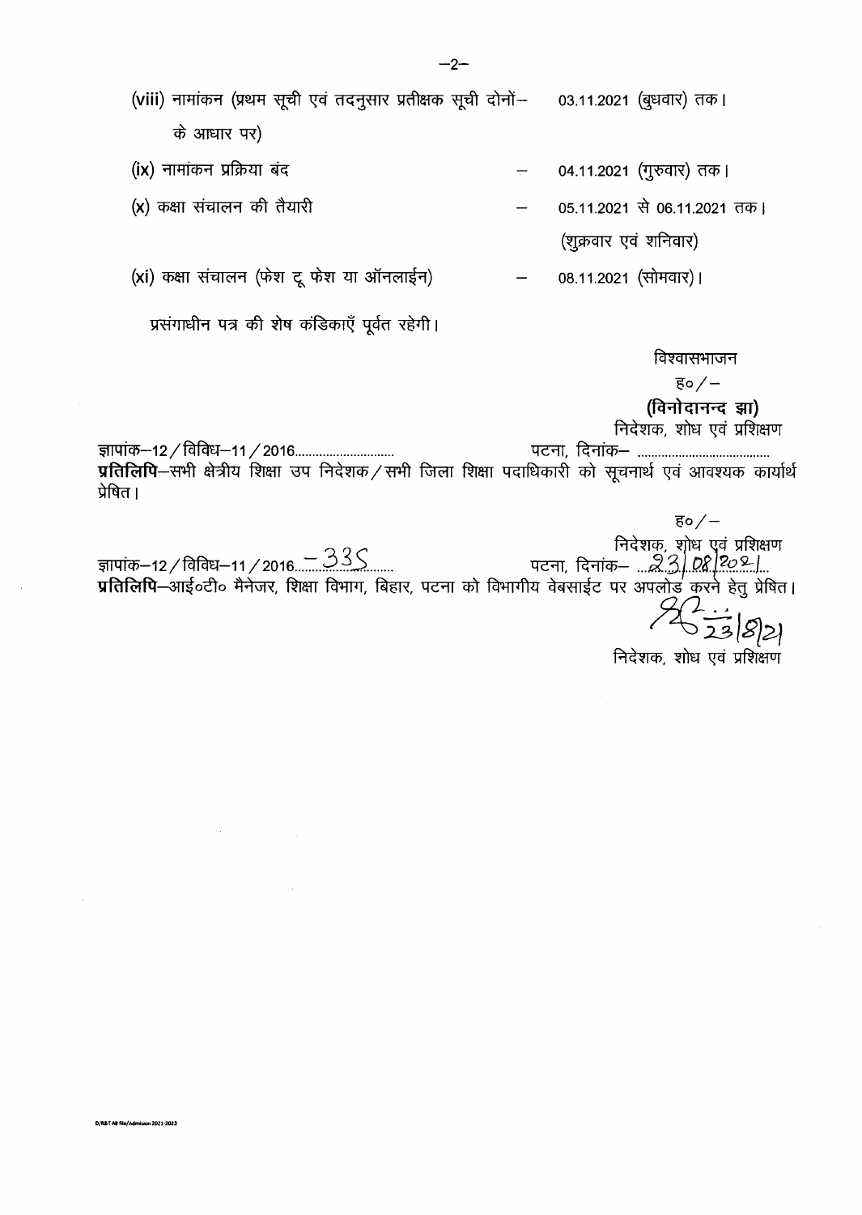(viii) नामांकन (प्रथम सूची एवं तदनुसार प्रतीक्षक सूची दोनों के आधार पर) – 03.11.2021 (बुधवार) तक।

(ix) नामांकन प्रक्रिया बंद – 04.11.2021 (गुरुवार) तक।

(x) कक्षा संचालन की तैयारी – 05.11.2021 से 06.11.2021 तक। (शुक्रवार एवं शनिवार)

(xi) कक्षा संचालन (फेश टू फेश या ऑनलाईन) – 08.11.2021 (सोमवार)।

प्रसंगाधीन पत्र की शेष कंडिकाएँ पूर्वत रहेगी।

विश्वासभाजन

ह०/–

**(विनोदानन्द झा)**

निदेशक, शोध एवं प्रशिक्षण

ज्ञापांक–12/विविध–11/2016............................ पटना, दिनांक– ....................................

**प्रतिलिपि**–सभी क्षेत्रीय शिक्षा उप निदेशक/सभी जिला शिक्षा पदाधिकारी को सूचनार्थ एवं आवश्यक कार्यार्थ प्रेषित।

ह०/–

निदेशक, शोध एवं प्रशिक्षण

ज्ञापांक–12/विविध–11/2016 –335 पटना, दिनांक– 23/08/2021

**प्रतिलिपि**–आई०टी० मैनेजर, शिक्षा विभाग, बिहार, पटना को विभागीय वेबसाईट पर अपलोड करने हेतु प्रेषित।

23/8/21

निदेशक, शोध एवं प्रशिक्षण

D/R&T All file/Admission 2021-2023